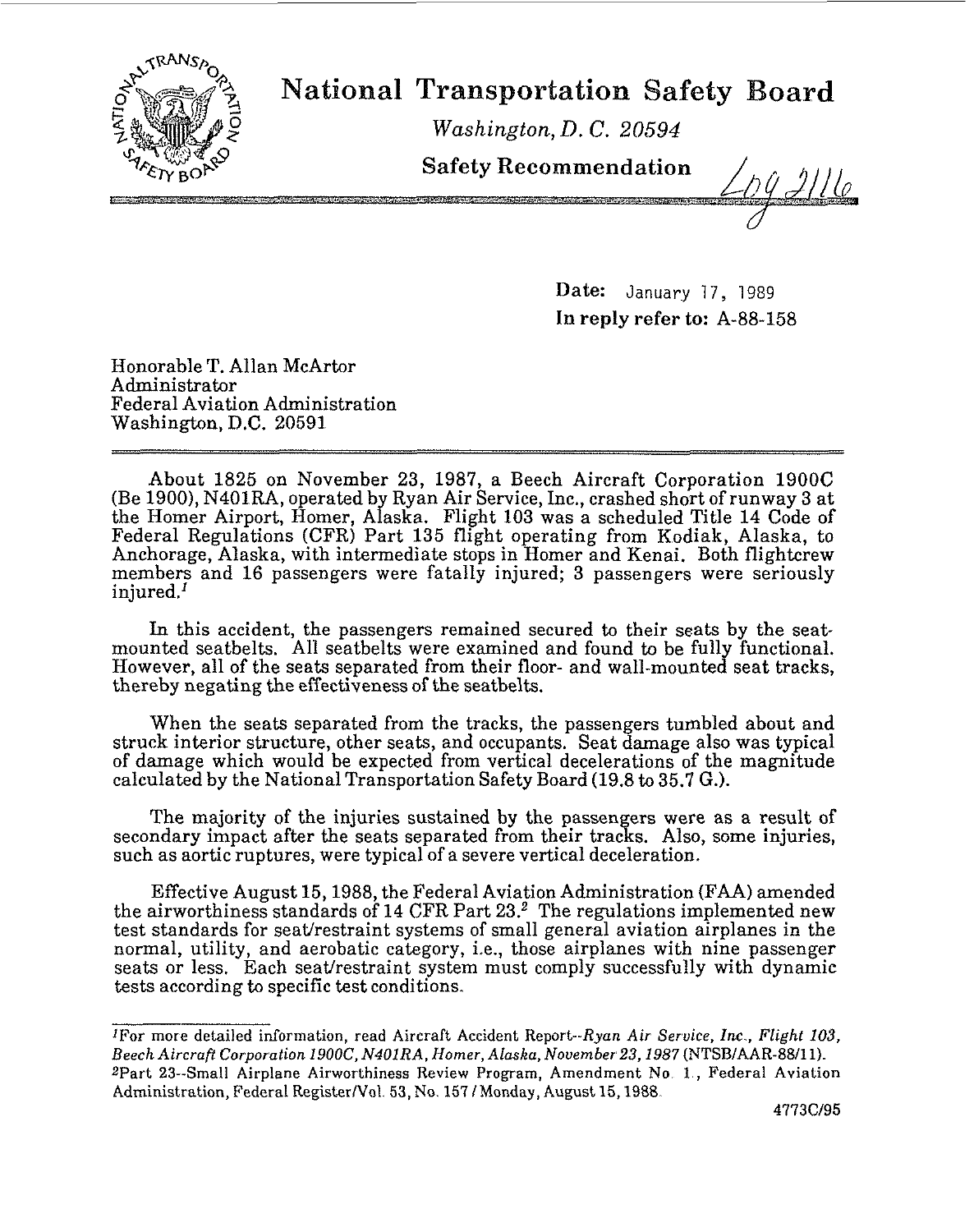# National Transportation Safety Board

*Washington, D. C. 20594*

**Safety Recommendation**

Log 2116

**Date:** January 17, 1989
**In reply refer to:** A-88-158

Honorable T. Allan McArtor
Administrator
Federal Aviation Administration
Washington, D.C. 20591

About 1825 on November 23, 1987, a Beech Aircraft Corporation 1900C (Be 1900), N401RA, operated by Ryan Air Service, Inc., crashed short of runway 3 at the Homer Airport, Homer, Alaska. Flight 103 was a scheduled Title 14 Code of Federal Regulations (CFR) Part 135 flight operating from Kodiak, Alaska, to Anchorage, Alaska, with intermediate stops in Homer and Kenai. Both flightcrew members and 16 passengers were fatally injured; 3 passengers were seriously injured.[1]

In this accident, the passengers remained secured to their seats by the seat-mounted seatbelts. All seatbelts were examined and found to be fully functional. However, all of the seats separated from their floor- and wall-mounted seat tracks, thereby negating the effectiveness of the seatbelts.

When the seats separated from the tracks, the passengers tumbled about and struck interior structure, other seats, and occupants. Seat damage also was typical of damage which would be expected from vertical decelerations of the magnitude calculated by the National Transportation Safety Board (19.8 to 35.7 G.).

The majority of the injuries sustained by the passengers were as a result of secondary impact after the seats separated from their tracks. Also, some injuries, such as aortic ruptures, were typical of a severe vertical deceleration.

Effective August 15, 1988, the Federal Aviation Administration (FAA) amended the airworthiness standards of 14 CFR Part 23.[2] The regulations implemented new test standards for seat/restraint systems of small general aviation airplanes in the normal, utility, and aerobatic category, i.e., those airplanes with nine passenger seats or less. Each seat/restraint system must comply successfully with dynamic tests according to specific test conditions.

---

[1]For more detailed information, read Aircraft Accident Report--*Ryan Air Service, Inc., Flight 103, Beech Aircraft Corporation 1900C, N401RA, Homer, Alaska, November 23, 1987* (NTSB/AAR-88/11).

[2]Part 23--Small Airplane Airworthiness Review Program, Amendment No. 1, Federal Aviation Administration, Federal Register/Vol. 53, No. 157 / Monday, August 15, 1988.

4773C/95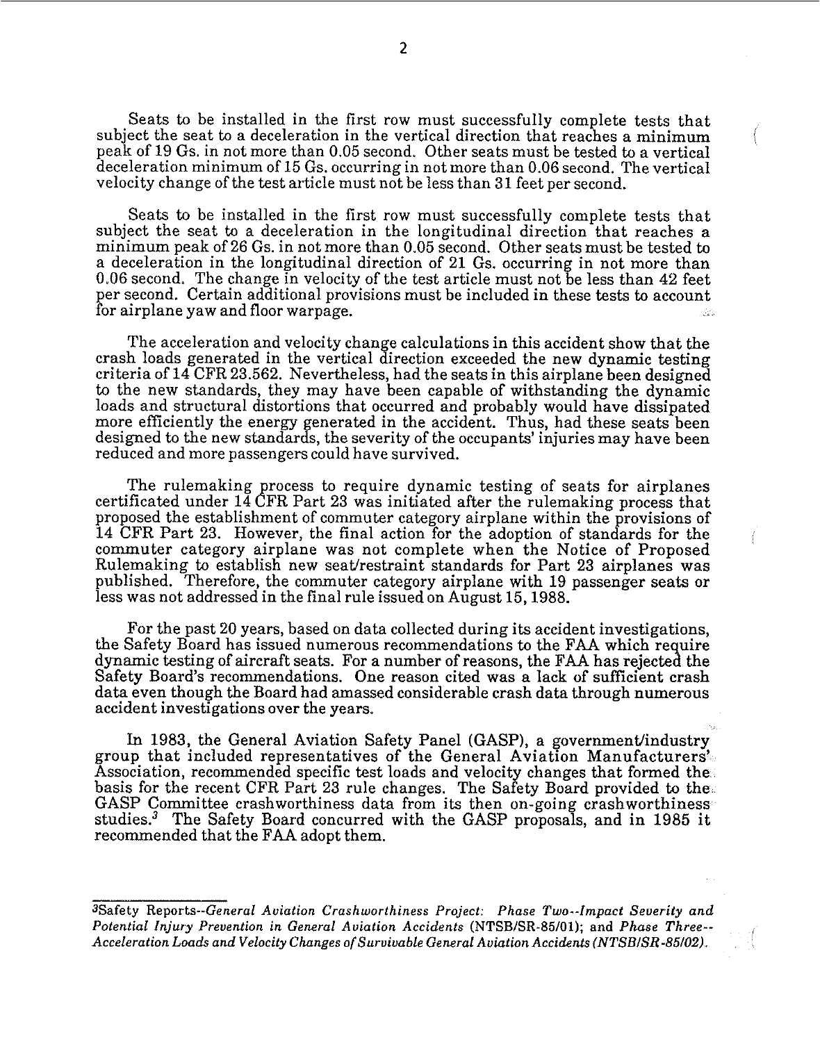Seats to be installed in the first row must successfully complete tests that subject the seat to a deceleration in the vertical direction that reaches a minimum peak of 19 Gs. in not more than 0.05 second. Other seats must be tested to a vertical deceleration minimum of 15 Gs. occurring in not more than 0.06 second. The vertical velocity change of the test article must not be less than 31 feet per second.

Seats to be installed in the first row must successfully complete tests that subject the seat to a deceleration in the longitudinal direction that reaches a minimum peak of 26 Gs. in not more than 0.05 second. Other seats must be tested to a deceleration in the longitudinal direction of 21 Gs. occurring in not more than 0.06 second. The change in velocity of the test article must not be less than 42 feet per second. Certain additional provisions must be included in these tests to account for airplane yaw and floor warpage.

The acceleration and velocity change calculations in this accident show that the crash loads generated in the vertical direction exceeded the new dynamic testing criteria of 14 CFR 23.562. Nevertheless, had the seats in this airplane been designed to the new standards, they may have been capable of withstanding the dynamic loads and structural distortions that occurred and probably would have dissipated more efficiently the energy generated in the accident. Thus, had these seats been designed to the new standards, the severity of the occupants' injuries may have been reduced and more passengers could have survived.

The rulemaking process to require dynamic testing of seats for airplanes certificated under 14 CFR Part 23 was initiated after the rulemaking process that proposed the establishment of commuter category airplane within the provisions of 14 CFR Part 23. However, the final action for the adoption of standards for the commuter category airplane was not complete when the Notice of Proposed Rulemaking to establish new seat/restraint standards for Part 23 airplanes was published. Therefore, the commuter category airplane with 19 passenger seats or less was not addressed in the final rule issued on August 15, 1988.

For the past 20 years, based on data collected during its accident investigations, the Safety Board has issued numerous recommendations to the FAA which require dynamic testing of aircraft seats. For a number of reasons, the FAA has rejected the Safety Board's recommendations. One reason cited was a lack of sufficient crash data even though the Board had amassed considerable crash data through numerous accident investigations over the years.

In 1983, the General Aviation Safety Panel (GASP), a government/industry group that included representatives of the General Aviation Manufacturers' Association, recommended specific test loads and velocity changes that formed the basis for the recent CFR Part 23 rule changes. The Safety Board provided to the GASP Committee crashworthiness data from its then on-going crashworthiness studies.[3] The Safety Board concurred with the GASP proposals, and in 1985 it recommended that the FAA adopt them.

---

[3]Safety Reports--*General Aviation Crashworthiness Project: Phase Two--Impact Severity and Potential Injury Prevention in General Aviation Accidents* (NTSB/SR-85/01); and *Phase Three--Acceleration Loads and Velocity Changes of Survivable General Aviation Accidents (NTSB/SR-85/02).*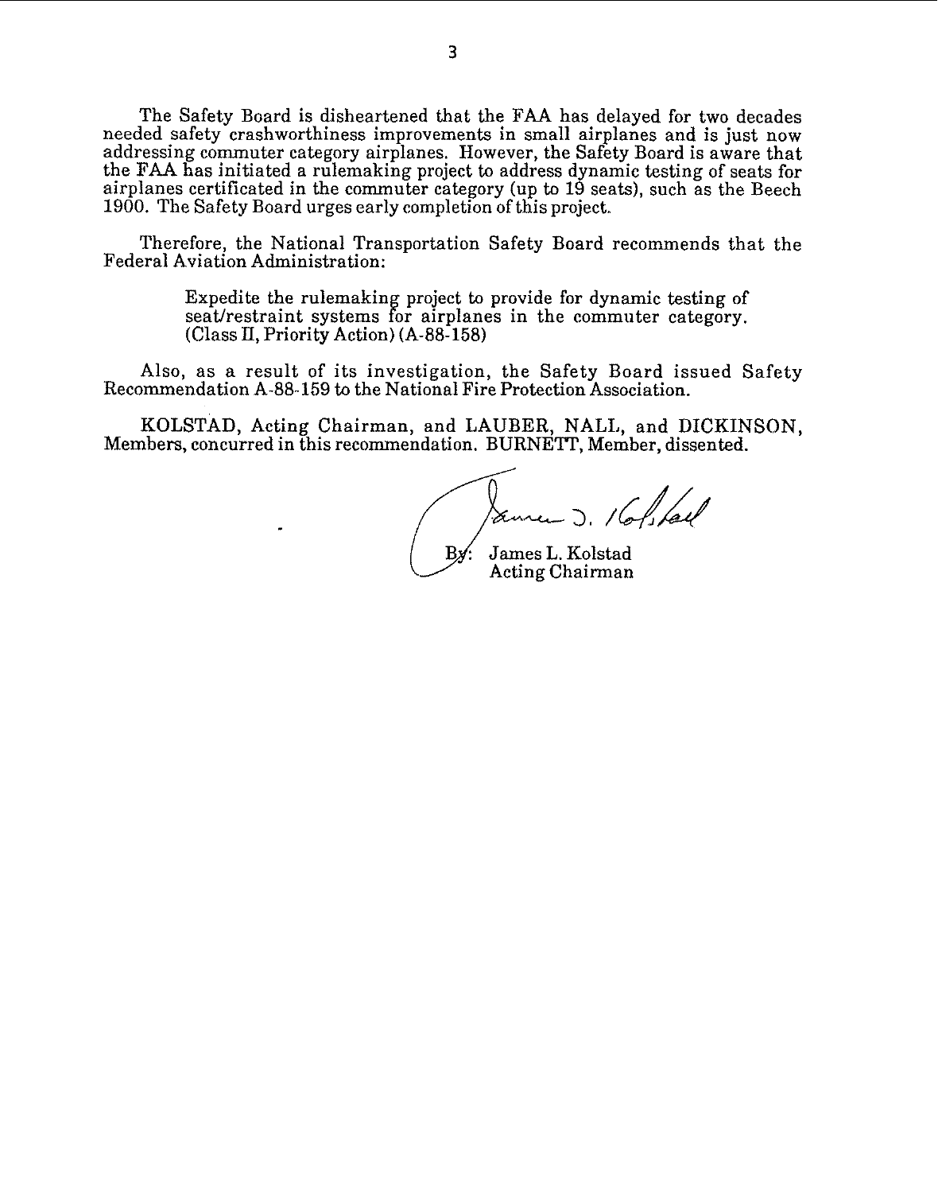The Safety Board is disheartened that the FAA has delayed for two decades needed safety crashworthiness improvements in small airplanes and is just now addressing commuter category airplanes. However, the Safety Board is aware that the FAA has initiated a rulemaking project to address dynamic testing of seats for airplanes certificated in the commuter category (up to 19 seats), such as the Beech 1900. The Safety Board urges early completion of this project.

Therefore, the National Transportation Safety Board recommends that the Federal Aviation Administration:

> Expedite the rulemaking project to provide for dynamic testing of seat/restraint systems for airplanes in the commuter category. (Class II, Priority Action) (A-88-158)

Also, as a result of its investigation, the Safety Board issued Safety Recommendation A-88-159 to the National Fire Protection Association.

KOLSTAD, Acting Chairman, and LAUBER, NALL, and DICKINSON, Members, concurred in this recommendation. BURNETT, Member, dissented.

By: James L. Kolstad
Acting Chairman